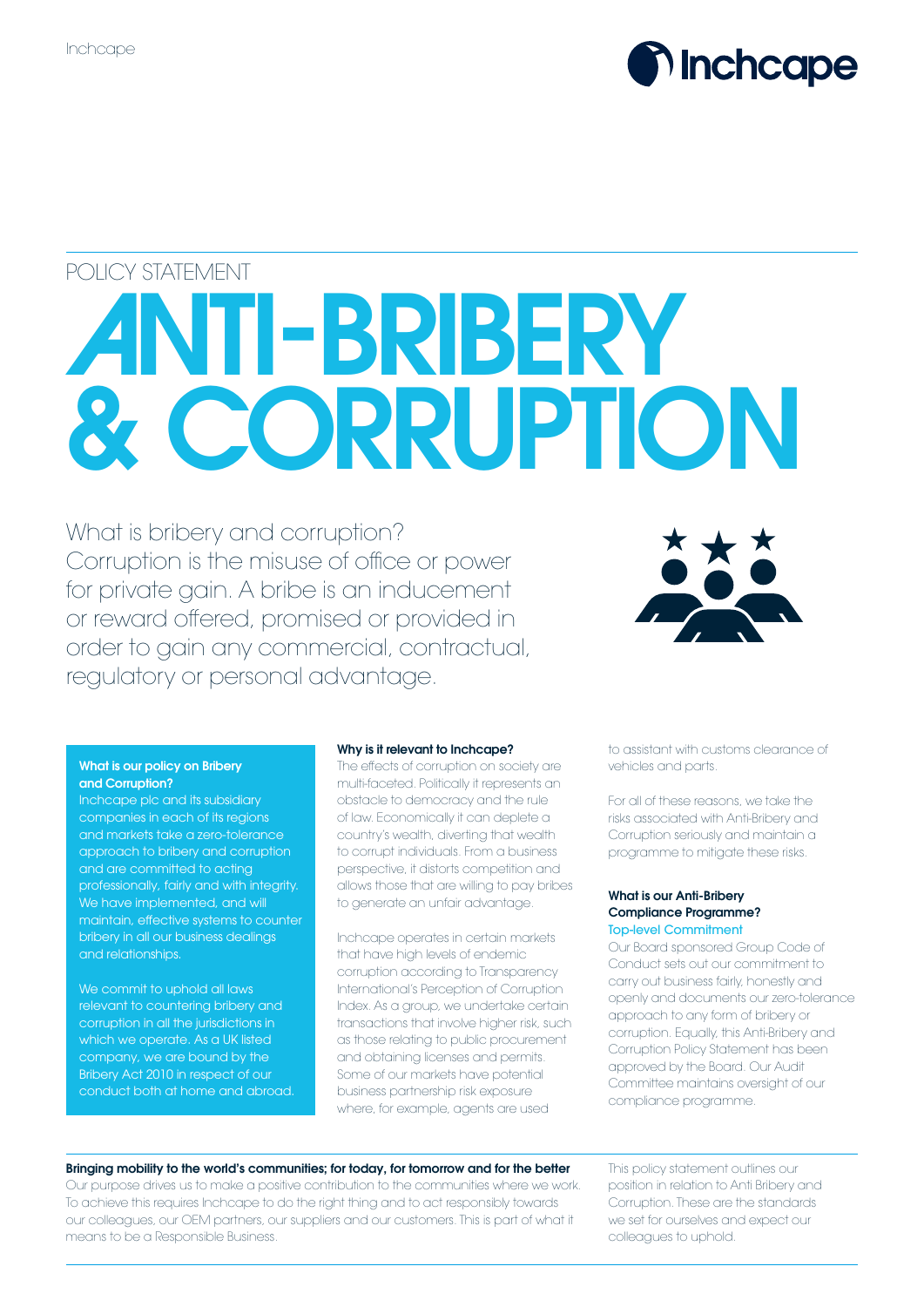POLICY STATEMENT

# ANTI-BRIBERY & CORRUPTION

What is bribery and corruption? Corruption is the misuse of office or power for private gain. A bribe is an inducement or reward offered, promised or provided in order to gain any commercial, contractual, regulatory or personal advantage.

**What is our policy on Bribery and Corruption?**

Inchcape plc and its subsidiary companies in each of its regions and markets take a zero-tolerance approach to bribery and corruption and are committed to acting professionally, fairly and with integrity. We have implemented, and will maintain, effective systems to counter bribery in all our business dealings and relationships.

We commit to uphold all laws relevant to countering bribery and corruption in all the jurisdictions in which we operate. As a UK listed company, we are bound by the Bribery Act 2010 in respect of our conduct both at home and abroad.

**Why is it relevant to Inchcape?**

The effects of corruption on society are multi-faceted. Politically it represents an obstacle to democracy and the rule of law. Economically it can deplete a country's wealth, diverting that wealth to corrupt individuals. From a business perspective, it distorts competition and allows those that are willing to pay bribes to generate an unfair advantage.

Inchcape operates in certain markets that have high levels of endemic corruption according to Transparency International's Perception of Corruption Index. As a group, we undertake certain transactions that involve higher risk, such as those relating to public procurement and obtaining licenses and permits. Some of our markets have potential business partnership risk exposure where, for example, agents are used to assistant with customs clearance of vehicles and parts.

For all of these reasons, we take the risks associated with Anti-Bribery and Corruption seriously and maintain a programme to mitigate these risks.

**What is our Anti-Bribery Compliance Programme?**

Top-level Commitment

Our Board sponsored Group Code of Conduct sets out our commitment to carry out business fairly, honestly and openly and documents our zero-tolerance approach to any form of bribery or corruption. Equally, this Anti-Bribery and Corruption Policy Statement has been approved by the Board. Our Audit Committee maintains oversight of our compliance programme.

**Bringing mobility to the world's communities; for today, for tomorrow and for the better**

Our purpose drives us to make a positive contribution to the communities where we work. To achieve this requires Inchcape to do the right thing and to act responsibly towards our colleagues, our OEM partners, our suppliers and our customers. This is part of what it means to be a Responsible Business.

This policy statement outlines our position in relation to Anti Bribery and Corruption. These are the standards we set for ourselves and expect our colleagues to uphold.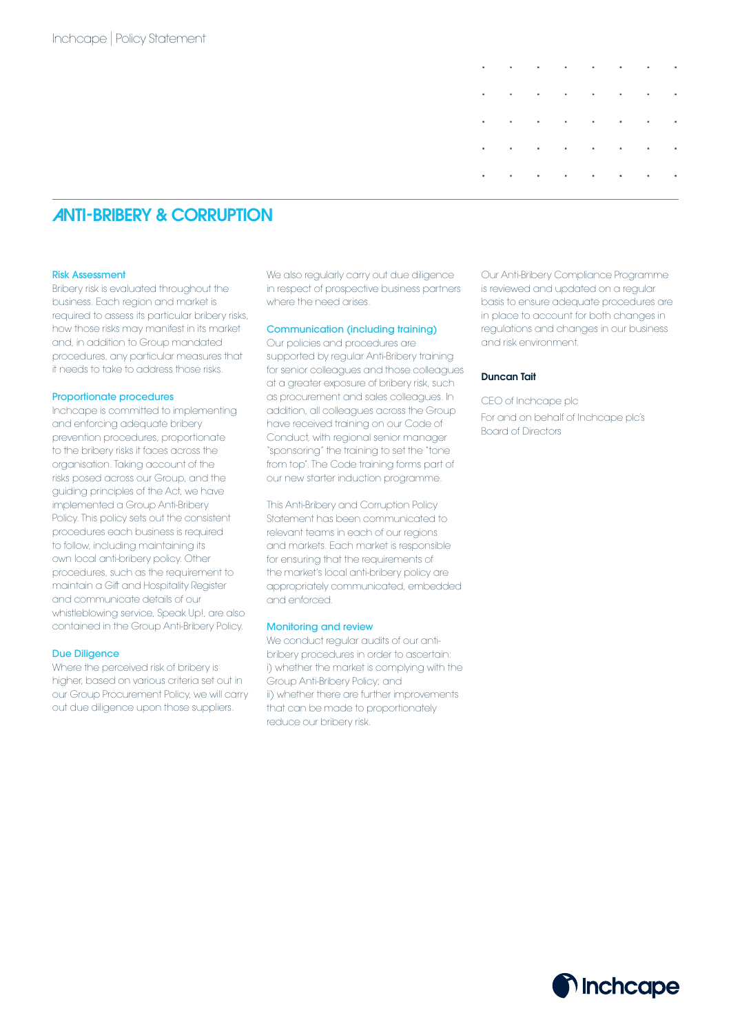# ANTI-BRIBERY & CORRUPTION

### Risk Assessment

Bribery risk is evaluated throughout the business. Each region and market is required to assess its particular bribery risks, how those risks may manifest in its market and, in addition to Group mandated procedures, any particular measures that it needs to take to address those risks.

### Proportionate procedures

Inchcape is committed to implementing and enforcing adequate bribery prevention procedures, proportionate to the bribery risks it faces across the organisation. Taking account of the risks posed across our Group, and the guiding principles of the Act, we have implemented a Group Anti-Bribery Policy. This policy sets out the consistent procedures each business is required to follow, including maintaining its own local anti-bribery policy. Other procedures, such as the requirement to maintain a Gift and Hospitality Register and communicate details of our whistleblowing service, Speak Up!, are also contained in the Group Anti-Bribery Policy.

### Due Diligence

Where the perceived risk of bribery is higher, based on various criteria set out in our Group Procurement Policy, we will carry out due diligence upon those suppliers.

We also regularly carry out due diligence in respect of prospective business partners where the need arises.

### Communication (including training)

Our policies and procedures are supported by regular Anti-Bribery training for senior colleagues and those colleagues at a greater exposure of bribery risk, such as procurement and sales colleagues. In addition, all colleagues across the Group have received training on our Code of Conduct, with regional senior manager "sponsoring" the training to set the "tone from top". The Code training forms part of our new starter induction programme.

This Anti-Bribery and Corruption Policy Statement has been communicated to relevant teams in each of our regions and markets. Each market is responsible for ensuring that the requirements of the market's local anti-bribery policy are appropriately communicated, embedded and enforced.

### Monitoring and review

We conduct regular audits of our anti-bribery procedures in order to ascertain:
i) whether the market is complying with the Group Anti-Bribery Policy; and
ii) whether there are further improvements that can be made to proportionately reduce our bribery risk.

Our Anti-Bribery Compliance Programme is reviewed and updated on a regular basis to ensure adequate procedures are in place to account for both changes in regulations and changes in our business and risk environment.

**Duncan Tait**

CEO of Inchcape plc
For and on behalf of Inchcape plc's Board of Directors